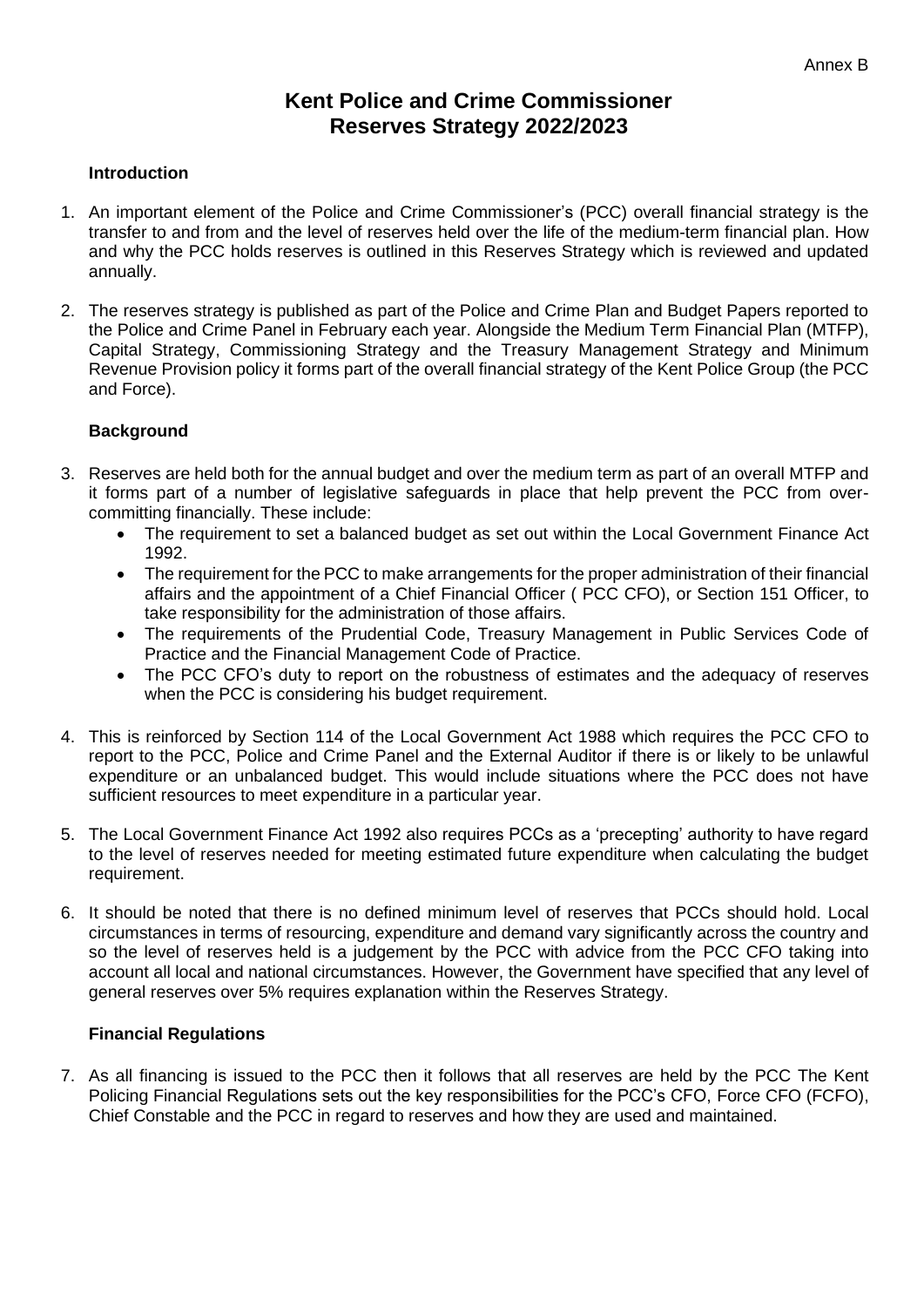Annex B

# Kent Police and Crime Commissioner
# Reserves Strategy 2022/2023

### Introduction

1. An important element of the Police and Crime Commissioner's (PCC) overall financial strategy is the transfer to and from and the level of reserves held over the life of the medium-term financial plan. How and why the PCC holds reserves is outlined in this Reserves Strategy which is reviewed and updated annually.

2. The reserves strategy is published as part of the Police and Crime Plan and Budget Papers reported to the Police and Crime Panel in February each year. Alongside the Medium Term Financial Plan (MTFP), Capital Strategy, Commissioning Strategy and the Treasury Management Strategy and Minimum Revenue Provision policy it forms part of the overall financial strategy of the Kent Police Group (the PCC and Force).

### Background

3. Reserves are held both for the annual budget and over the medium term as part of an overall MTFP and it forms part of a number of legislative safeguards in place that help prevent the PCC from over-committing financially. These include:
   - The requirement to set a balanced budget as set out within the Local Government Finance Act 1992.
   - The requirement for the PCC to make arrangements for the proper administration of their financial affairs and the appointment of a Chief Financial Officer ( PCC CFO), or Section 151 Officer, to take responsibility for the administration of those affairs.
   - The requirements of the Prudential Code, Treasury Management in Public Services Code of Practice and the Financial Management Code of Practice.
   - The PCC CFO's duty to report on the robustness of estimates and the adequacy of reserves when the PCC is considering his budget requirement.

4. This is reinforced by Section 114 of the Local Government Act 1988 which requires the PCC CFO to report to the PCC, Police and Crime Panel and the External Auditor if there is or likely to be unlawful expenditure or an unbalanced budget. This would include situations where the PCC does not have sufficient resources to meet expenditure in a particular year.

5. The Local Government Finance Act 1992 also requires PCCs as a 'precepting' authority to have regard to the level of reserves needed for meeting estimated future expenditure when calculating the budget requirement.

6. It should be noted that there is no defined minimum level of reserves that PCCs should hold. Local circumstances in terms of resourcing, expenditure and demand vary significantly across the country and so the level of reserves held is a judgement by the PCC with advice from the PCC CFO taking into account all local and national circumstances. However, the Government have specified that any level of general reserves over 5% requires explanation within the Reserves Strategy.

### Financial Regulations

7. As all financing is issued to the PCC then it follows that all reserves are held by the PCC The Kent Policing Financial Regulations sets out the key responsibilities for the PCC's CFO, Force CFO (FCFO), Chief Constable and the PCC in regard to reserves and how they are used and maintained.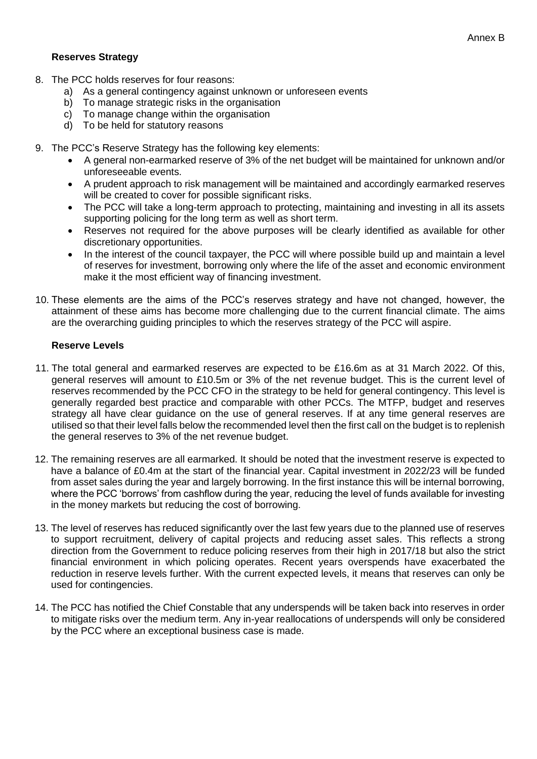Annex B

### Reserves Strategy

8. The PCC holds reserves for four reasons:
   a) As a general contingency against unknown or unforeseen events
   b) To manage strategic risks in the organisation
   c) To manage change within the organisation
   d) To be held for statutory reasons

9. The PCC's Reserve Strategy has the following key elements:
   - A general non-earmarked reserve of 3% of the net budget will be maintained for unknown and/or unforeseeable events.
   - A prudent approach to risk management will be maintained and accordingly earmarked reserves will be created to cover for possible significant risks.
   - The PCC will take a long-term approach to protecting, maintaining and investing in all its assets supporting policing for the long term as well as short term.
   - Reserves not required for the above purposes will be clearly identified as available for other discretionary opportunities.
   - In the interest of the council taxpayer, the PCC will where possible build up and maintain a level of reserves for investment, borrowing only where the life of the asset and economic environment make it the most efficient way of financing investment.

10. These elements are the aims of the PCC's reserves strategy and have not changed, however, the attainment of these aims has become more challenging due to the current financial climate. The aims are the overarching guiding principles to which the reserves strategy of the PCC will aspire.

### Reserve Levels

11. The total general and earmarked reserves are expected to be £16.6m as at 31 March 2022. Of this, general reserves will amount to £10.5m or 3% of the net revenue budget. This is the current level of reserves recommended by the PCC CFO in the strategy to be held for general contingency. This level is generally regarded best practice and comparable with other PCCs. The MTFP, budget and reserves strategy all have clear guidance on the use of general reserves. If at any time general reserves are utilised so that their level falls below the recommended level then the first call on the budget is to replenish the general reserves to 3% of the net revenue budget.

12. The remaining reserves are all earmarked. It should be noted that the investment reserve is expected to have a balance of £0.4m at the start of the financial year. Capital investment in 2022/23 will be funded from asset sales during the year and largely borrowing. In the first instance this will be internal borrowing, where the PCC 'borrows' from cashflow during the year, reducing the level of funds available for investing in the money markets but reducing the cost of borrowing.

13. The level of reserves has reduced significantly over the last few years due to the planned use of reserves to support recruitment, delivery of capital projects and reducing asset sales. This reflects a strong direction from the Government to reduce policing reserves from their high in 2017/18 but also the strict financial environment in which policing operates. Recent years overspends have exacerbated the reduction in reserve levels further. With the current expected levels, it means that reserves can only be used for contingencies.

14. The PCC has notified the Chief Constable that any underspends will be taken back into reserves in order to mitigate risks over the medium term. Any in-year reallocations of underspends will only be considered by the PCC where an exceptional business case is made.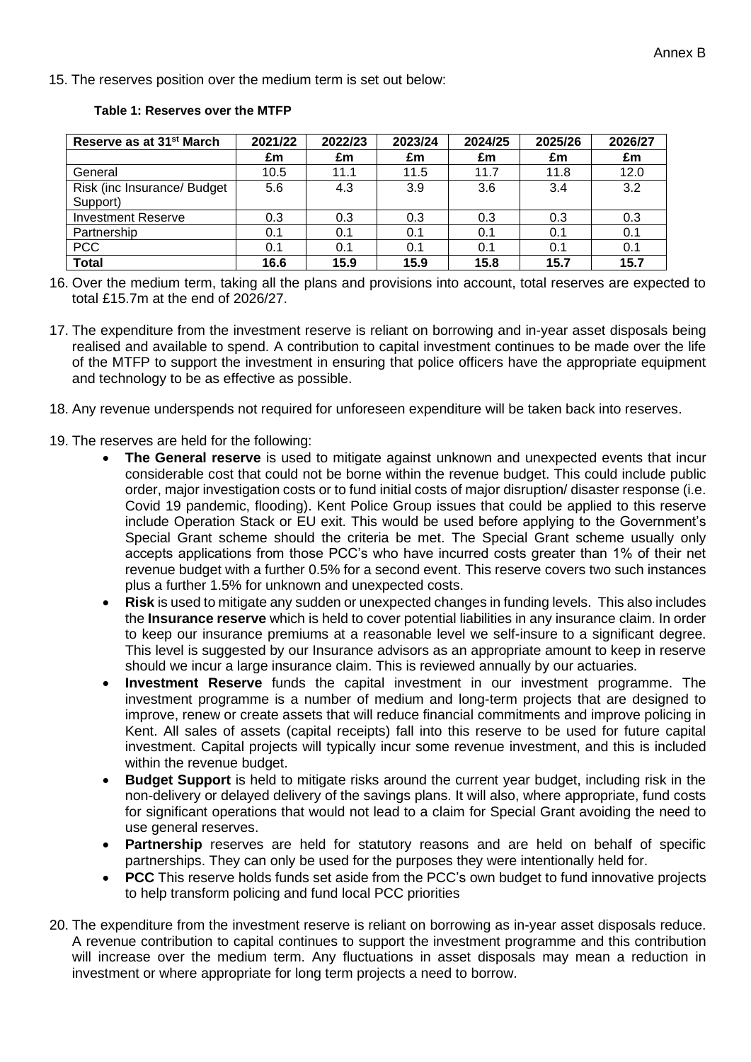15. The reserves position over the medium term is set out below:

**Table 1: Reserves over the MTFP**

| Reserve as at 31st March | 2021/22 | 2022/23 | 2023/24 | 2024/25 | 2025/26 | 2026/27 |
|---|---|---|---|---|---|---|
| | £m | £m | £m | £m | £m | £m |
| General | 10.5 | 11.1 | 11.5 | 11.7 | 11.8 | 12.0 |
| Risk (inc Insurance/ Budget Support) | 5.6 | 4.3 | 3.9 | 3.6 | 3.4 | 3.2 |
| Investment Reserve | 0.3 | 0.3 | 0.3 | 0.3 | 0.3 | 0.3 |
| Partnership | 0.1 | 0.1 | 0.1 | 0.1 | 0.1 | 0.1 |
| PCC | 0.1 | 0.1 | 0.1 | 0.1 | 0.1 | 0.1 |
| **Total** | **16.6** | **15.9** | **15.9** | **15.8** | **15.7** | **15.7** |

16. Over the medium term, taking all the plans and provisions into account, total reserves are expected to total £15.7m at the end of 2026/27.

17. The expenditure from the investment reserve is reliant on borrowing and in-year asset disposals being realised and available to spend. A contribution to capital investment continues to be made over the life of the MTFP to support the investment in ensuring that police officers have the appropriate equipment and technology to be as effective as possible.

18. Any revenue underspends not required for unforeseen expenditure will be taken back into reserves.

19. The reserves are held for the following:
    - **The General reserve** is used to mitigate against unknown and unexpected events that incur considerable cost that could not be borne within the revenue budget. This could include public order, major investigation costs or to fund initial costs of major disruption/ disaster response (i.e. Covid 19 pandemic, flooding). Kent Police Group issues that could be applied to this reserve include Operation Stack or EU exit. This would be used before applying to the Government's Special Grant scheme should the criteria be met. The Special Grant scheme usually only accepts applications from those PCC's who have incurred costs greater than 1% of their net revenue budget with a further 0.5% for a second event. This reserve covers two such instances plus a further 1.5% for unknown and unexpected costs.
    - **Risk** is used to mitigate any sudden or unexpected changes in funding levels. This also includes the **Insurance reserve** which is held to cover potential liabilities in any insurance claim. In order to keep our insurance premiums at a reasonable level we self-insure to a significant degree. This level is suggested by our Insurance advisors as an appropriate amount to keep in reserve should we incur a large insurance claim. This is reviewed annually by our actuaries.
    - **Investment Reserve** funds the capital investment in our investment programme. The investment programme is a number of medium and long-term projects that are designed to improve, renew or create assets that will reduce financial commitments and improve policing in Kent. All sales of assets (capital receipts) fall into this reserve to be used for future capital investment. Capital projects will typically incur some revenue investment, and this is included within the revenue budget.
    - **Budget Support** is held to mitigate risks around the current year budget, including risk in the non-delivery or delayed delivery of the savings plans. It will also, where appropriate, fund costs for significant operations that would not lead to a claim for Special Grant avoiding the need to use general reserves.
    - **Partnership** reserves are held for statutory reasons and are held on behalf of specific partnerships. They can only be used for the purposes they were intentionally held for.
    - **PCC** This reserve holds funds set aside from the PCC's own budget to fund innovative projects to help transform policing and fund local PCC priorities

20. The expenditure from the investment reserve is reliant on borrowing as in-year asset disposals reduce. A revenue contribution to capital continues to support the investment programme and this contribution will increase over the medium term. Any fluctuations in asset disposals may mean a reduction in investment or where appropriate for long term projects a need to borrow.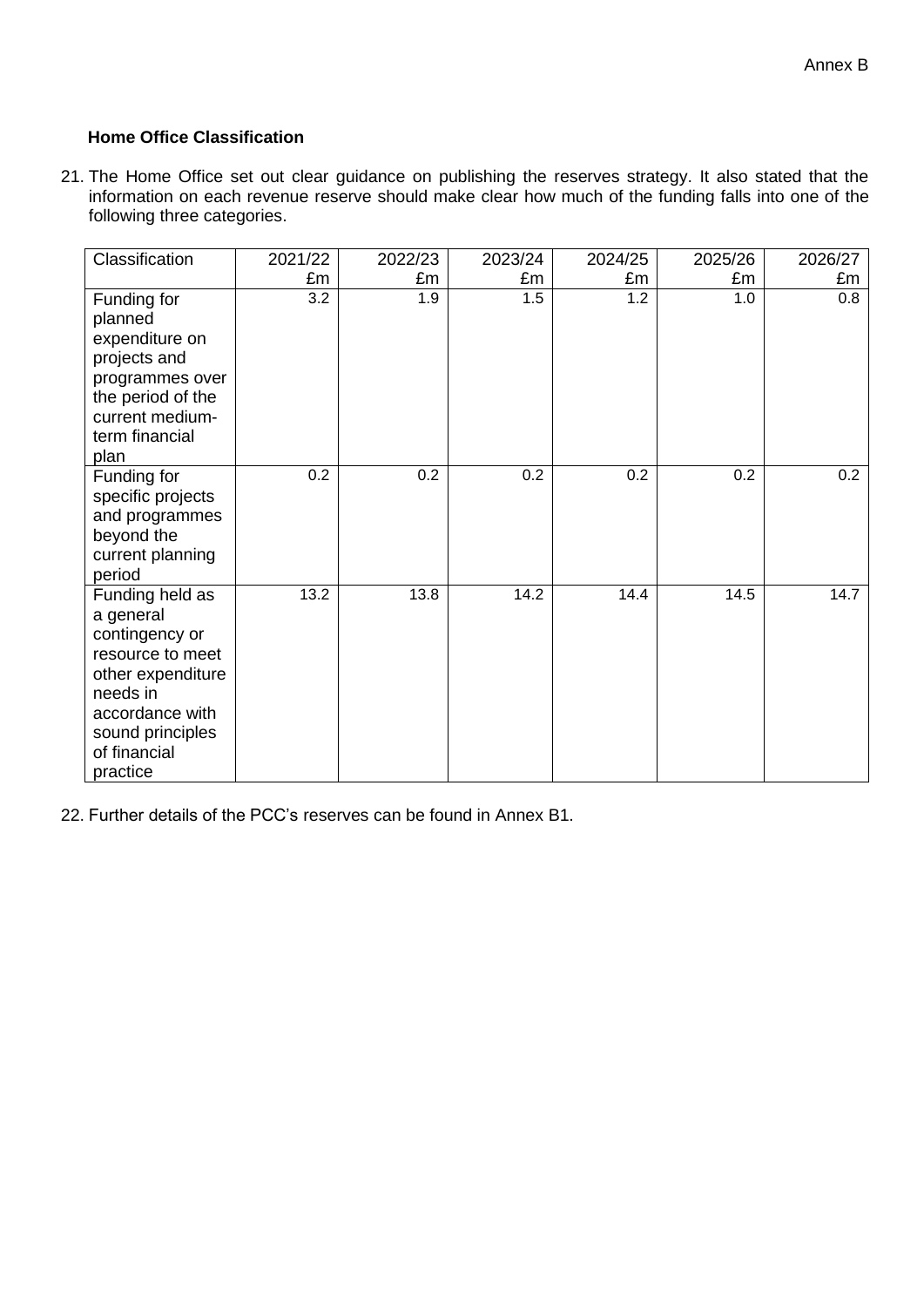### Home Office Classification

21. The Home Office set out clear guidance on publishing the reserves strategy. It also stated that the information on each revenue reserve should make clear how much of the funding falls into one of the following three categories.

| Classification | 2021/22 £m | 2022/23 £m | 2023/24 £m | 2024/25 £m | 2025/26 £m | 2026/27 £m |
|---|---|---|---|---|---|---|
| Funding for planned expenditure on projects and programmes over the period of the current medium-term financial plan | 3.2 | 1.9 | 1.5 | 1.2 | 1.0 | 0.8 |
| Funding for specific projects and programmes beyond the current planning period | 0.2 | 0.2 | 0.2 | 0.2 | 0.2 | 0.2 |
| Funding held as a general contingency or resource to meet other expenditure needs in accordance with sound principles of financial practice | 13.2 | 13.8 | 14.2 | 14.4 | 14.5 | 14.7 |

22. Further details of the PCC's reserves can be found in Annex B1.